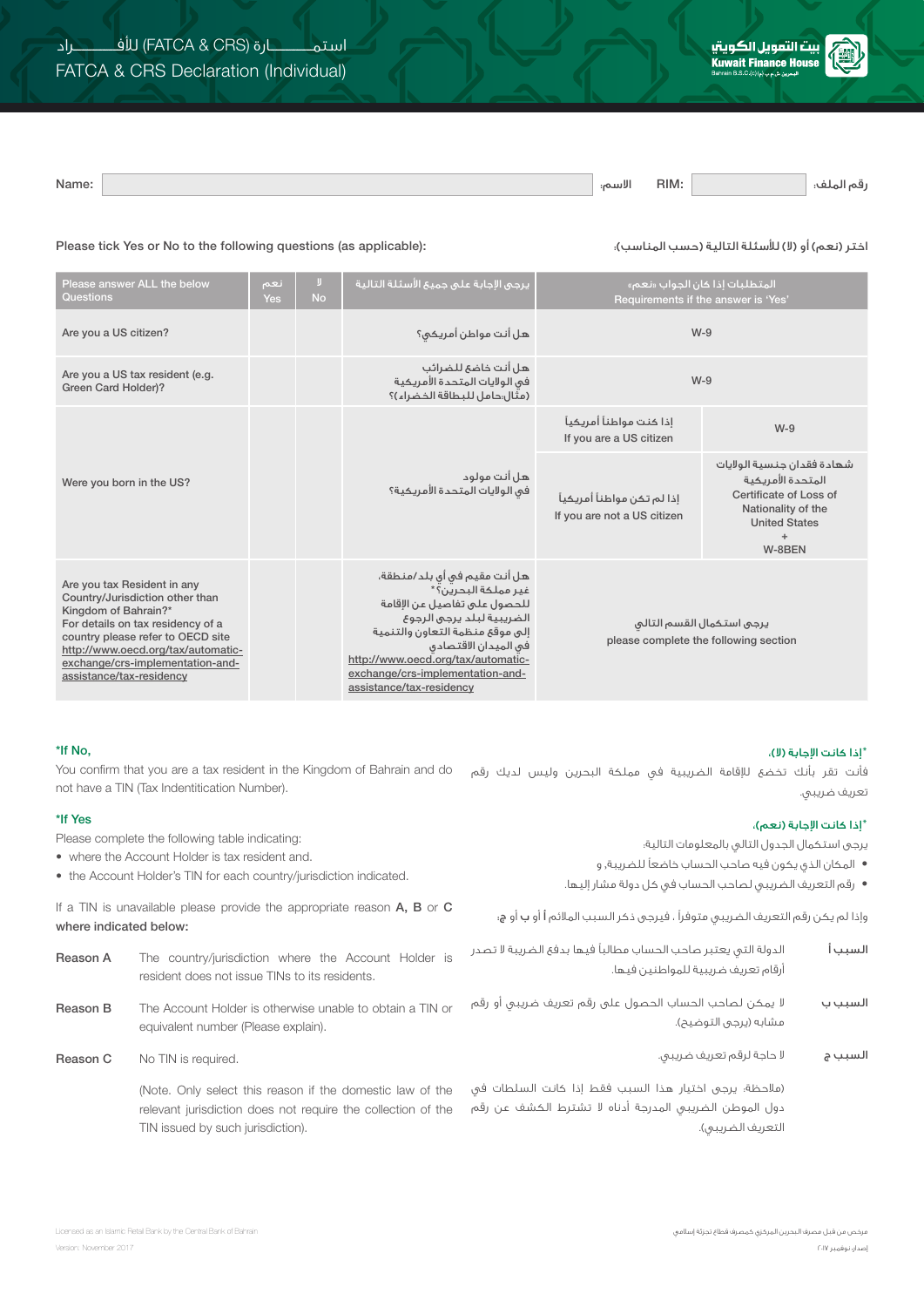# استمـــــــارة (FATCA & CRS) للأفـــــــراد
# FATCA & CRS Declaration (Individual)

بيت التمويل الكويتي
Kuwait Finance House
Bahrain B.S.C.(c) البحرين ش.م.ب (م)

Name: ______________________ :الاسم     RIM: ____________ :رقم الملف

Please tick Yes or No to the following questions (as applicable):     اختر (نعم) أو (لا) للأسئلة التالية (حسب المناسب):

| Please answer ALL the below Questions | نعم Yes | لا No | يرجى الإجابة على جميع الأسئلة التالية | المتطلبات إذا كان الجواب «نعم» Requirements if the answer is 'Yes' | |
|---|---|---|---|---|---|
| Are you a US citizen? | | | هل أنت مواطن أمريكي؟ | W-9 | |
| Are you a US tax resident (e.g. Green Card Holder)? | | | هل أنت خاضع للضرائب في الولايات المتحدة الأمريكية (مثال:حامل للبطاقة الخضراء)؟ | W-9 | |
| Were you born in the US? | | | هل أنت مولود في الولايات المتحدة الأمريكية؟ | إذا كنت مواطناً أمريكياً If you are a US citizen | W-9 |
| | | | | إذا لم تكن مواطناً أمريكياً If you are not a US citizen | شهادة فقدان جنسية الولايات المتحدة الأمريكية Certificate of Loss of Nationality of the United States + W-8BEN |
| Are you tax Resident in any Country/Jurisdiction other than Kingdom of Bahrain?* For details on tax residency of a country please refer to OECD site http://www.oecd.org/tax/automatic-exchange/crs-implementation-and-assistance/tax-residency | | | هل أنت مقيم في أي بلد/منطقة، غير مملكة البحرين؟* للحصول على تفاصيل عن الإقامة الضريبية لبلد يرجى الرجوع إلى موقع منظمة التعاون والتنمية في الميدان الاقتصادي http://www.oecd.org/tax/automatic-exchange/crs-implementation-and-assistance/tax-residency | يرجى استكمال القسم التالي please complete the following section | |

**\*If No,**

You confirm that you are a tax resident in the Kingdom of Bahrain and do not have a TIN (Tax Indentitication Number).

**\*إذا كانت الإجابة (لا)،**

فأنت تقر بأنك تخضع للإقامة الضريبية في مملكة البحرين وليس لديك رقم تعريف ضريبي.

**\*If Yes**

Please complete the following table indicating:

- where the Account Holder is tax resident and.
- the Account Holder's TIN for each country/jurisdiction indicated.

**\*إذا كانت الإجابة (نعم)،**

يرجى استكمال الجدول التالي بالمعلومات التالية:

- المكان الذي يكون فيه صاحب الحساب خاضعاً للضريبة، و
- رقم التعريف الضريبي لصاحب الحساب في كل دولة مشار إليها.

If a TIN is unavailable please provide the appropriate reason **A, B** or **C** where indicated below:

وإذا لم يكن رقم التعريف الضريبي متوفراً ، فيرجى ذكر السبب الملائم **أ** أو **ب** أو **ج**:

**Reason A** The country/jurisdiction where the Account Holder is resident does not issue TINs to its residents.

**السبب أ** الدولة التي يعتبر صاحب الحساب مطالباً فيها بدفع الضريبة لا تصدر أرقام تعريف ضريبية للمواطنين فيها.

**Reason B** The Account Holder is otherwise unable to obtain a TIN or equivalent number (Please explain).

**السبب ب** لا يمكن لصاحب الحساب الحصول على رقم تعريف ضريبي أو رقم مشابه (يرجى التوضيح).

**Reason C** No TIN is required.

(Note. Only select this reason if the domestic law of the relevant jurisdiction does not require the collection of the TIN issued by such jurisdiction).

**السبب ج** لا حاجة لرقم تعريف ضريبي.

(ملاحظة: يرجى اختيار هذا السبب فقط إذا كانت السلطات في دول الموطن الضريبي المدرجة أدناه لا تشترط الكشف عن رقم التعريف الضريبي).

Licensed as an Islamic Retail Bank by the Central Bank of Bahrain
Version: November 2017

مرخص من قبل مصرف البحرين المركزي كمصرف قطاع تجزئة إسلامي
إصدار نوفمبر ٢٠١٧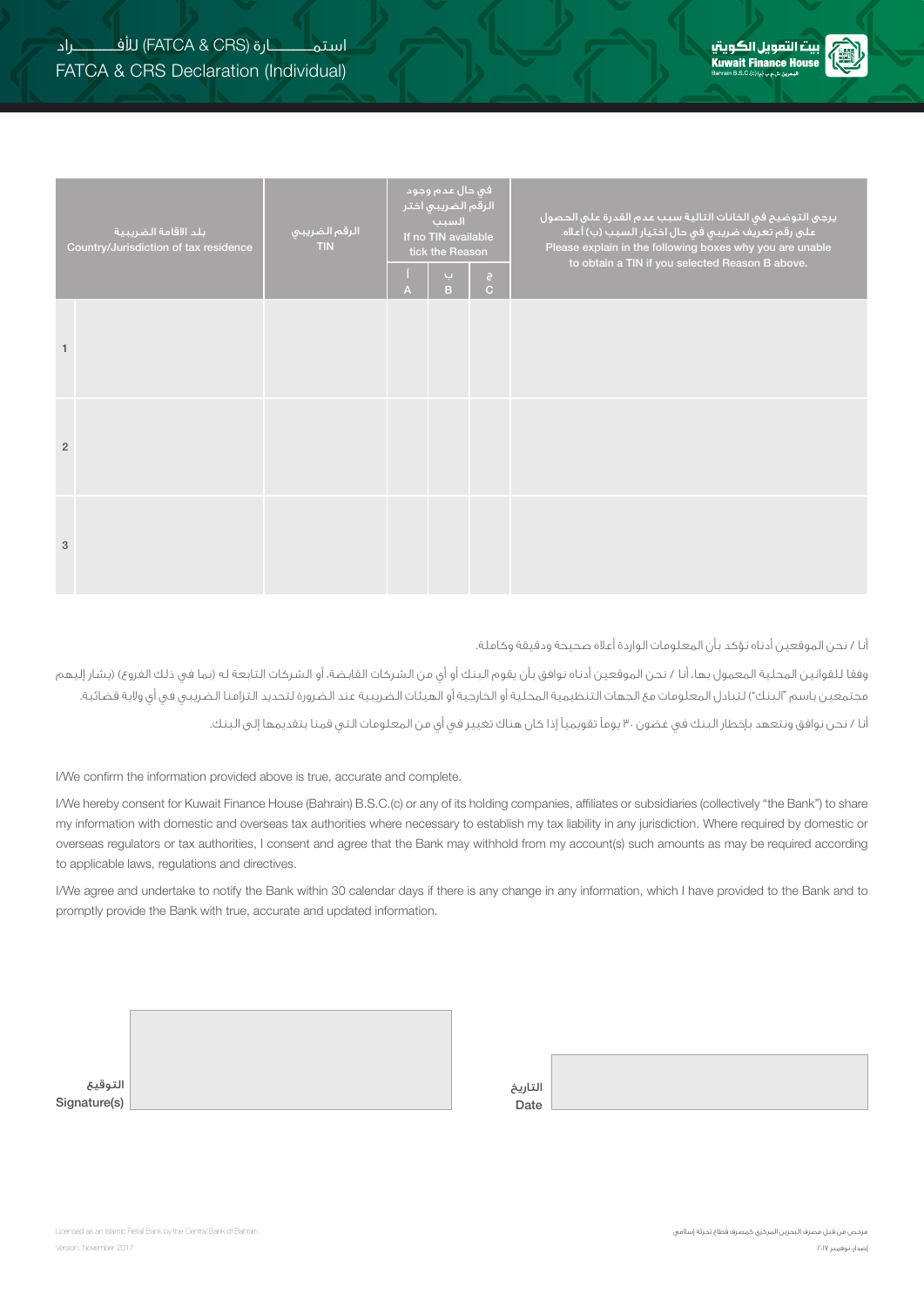| بلد الاقامة الضريبية Country/Jurisdiction of tax residence | | الرقم الضريبي TIN | في حال عدم وجود الرقم الضريبي اختر السبب If no TIN available tick the Reason | | | يرجى التوضيح في الخانات التالية سبب عدم القدرة على الحصول على رقم تعريف ضريبي في حال اختيار السبب (ب) أعلاه. Please explain in the following boxes why you are unable to obtain a TIN if you selected Reason B above. |
|---|---|---|---|---|---|---|
| | | | أ A | ب B | ج C | |
| 1 | | | | | | |
| 2 | | | | | | |
| 3 | | | | | | |

أنا / نحن الموقعين أدناه نؤكد بأن المعلومات الواردة أعلاه صحيحة ودقيقة وكاملة.

وفقا للقوانين المحلية المعمول بها، أنا / نحن الموقعين أدناه نوافق بأن يقوم البنك أو أي من الشركات القابضة، أو الشركات التابعة له (بما في ذلك الفروع) (يشار إليهم مجتمعين باسم "البنك") لتبادل المعلومات مع الجهات التنظيمية المحلية أو الخارجية أو الهيئات الضريبية عند الضرورة لتحديد التزامنا الضريبي في أي ولاية قضائية.

أنا / نحن نوافق ونتعهد بإخطار البنك في غضون ٣٠ يوماً تقويمياً إذا كان هناك تغيير في أي من المعلومات التي قمنا بتقديمها إلى البنك.

I/We confirm the information provided above is true, accurate and complete.

I/We hereby consent for Kuwait Finance House (Bahrain) B.S.C.(c) or any of its holding companies, affiliates or subsidiaries (collectively "the Bank") to share my information with domestic and overseas tax authorities where necessary to establish my tax liability in any jurisdiction. Where required by domestic or overseas regulators or tax authorities, I consent and agree that the Bank may withhold from my account(s) such amounts as may be required according to applicable laws, regulations and directives.

I/We agree and undertake to notify the Bank within 30 calendar days if there is any change in any information, which I have provided to the Bank and to promptly provide the Bank with true, accurate and updated information.

التوقيع
Signature(s)

التاريخ
Date